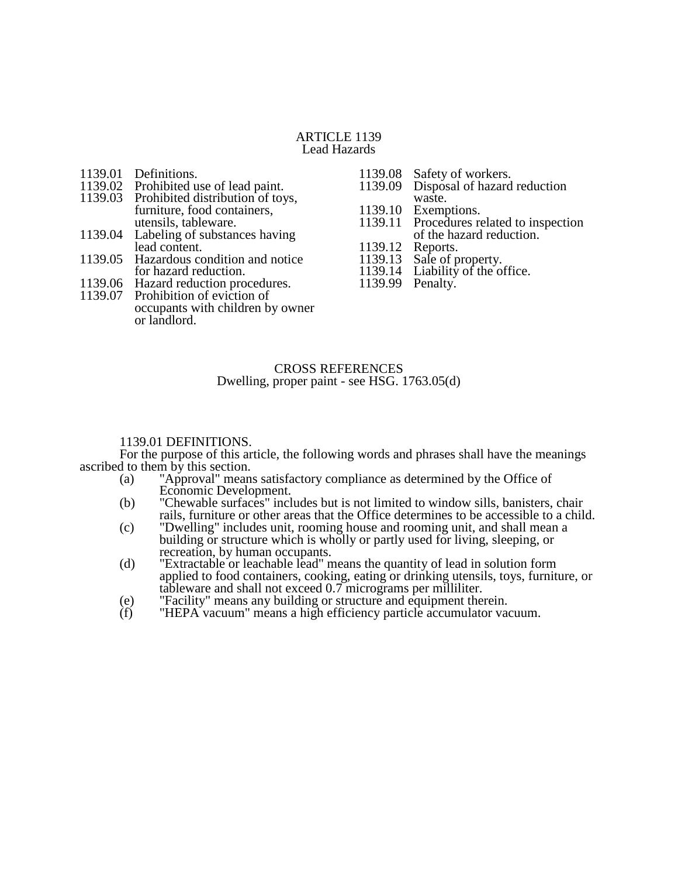# ARTICLE 1139
## Lead Hazards

1139.01 Definitions.
1139.02 Prohibited use of lead paint.
1139.03 Prohibited distribution of toys, furniture, food containers, utensils, tableware.
1139.04 Labeling of substances having lead content.
1139.05 Hazardous condition and notice for hazard reduction.
1139.06 Hazard reduction procedures.
1139.07 Prohibition of eviction of occupants with children by owner or landlord.
1139.08 Safety of workers.
1139.09 Disposal of hazard reduction waste.
1139.10 Exemptions.
1139.11 Procedures related to inspection of the hazard reduction.
1139.12 Reports.
1139.13 Sale of property.
1139.14 Liability of the office.
1139.99 Penalty.

CROSS REFERENCES
Dwelling, proper paint - see HSG. 1763.05(d)

### 1139.01 DEFINITIONS.

For the purpose of this article, the following words and phrases shall have the meanings ascribed to them by this section.

(a) "Approval" means satisfactory compliance as determined by the Office of Economic Development.

(b) "Chewable surfaces" includes but is not limited to window sills, banisters, chair rails, furniture or other areas that the Office determines to be accessible to a child.

(c) "Dwelling" includes unit, rooming house and rooming unit, and shall mean a building or structure which is wholly or partly used for living, sleeping, or recreation, by human occupants.

(d) "Extractable or leachable lead" means the quantity of lead in solution form applied to food containers, cooking, eating or drinking utensils, toys, furniture, or tableware and shall not exceed 0.7 micrograms per milliliter.

(e) "Facility" means any building or structure and equipment therein.

(f) "HEPA vacuum" means a high efficiency particle accumulator vacuum.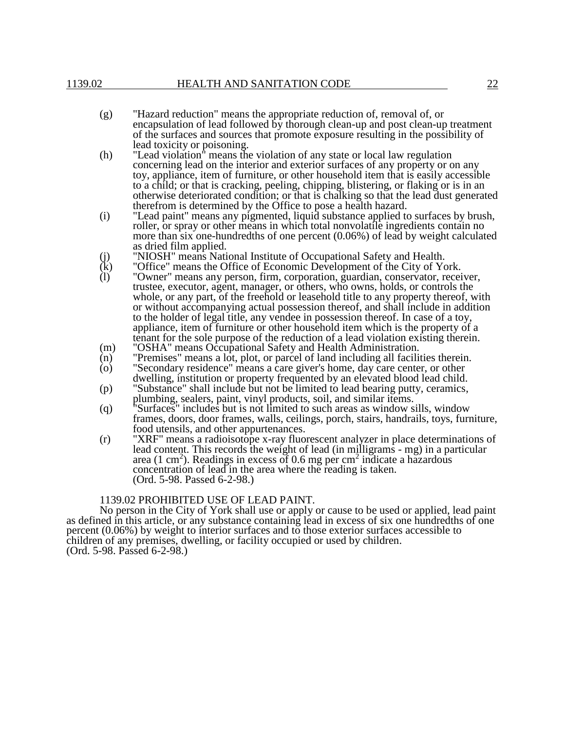(g) "Hazard reduction" means the appropriate reduction of, removal of, or encapsulation of lead followed by thorough clean-up and post clean-up treatment of the surfaces and sources that promote exposure resulting in the possibility of lead toxicity or poisoning.

(h) "Lead violation" means the violation of any state or local law regulation concerning lead on the interior and exterior surfaces of any property or on any toy, appliance, item of furniture, or other household item that is easily accessible to a child; or that is cracking, peeling, chipping, blistering, or flaking or is in an otherwise deteriorated condition; or that is chalking so that the lead dust generated therefrom is determined by the Office to pose a health hazard.

(i) "Lead paint" means any pigmented, liquid substance applied to surfaces by brush, roller, or spray or other means in which total nonvolatile ingredients contain no more than six one-hundredths of one percent (0.06%) of lead by weight calculated as dried film applied.

(j) "NIOSH" means National Institute of Occupational Safety and Health.

(k) "Office" means the Office of Economic Development of the City of York.

(l) "Owner" means any person, firm, corporation, guardian, conservator, receiver, trustee, executor, agent, manager, or others, who owns, holds, or controls the whole, or any part, of the freehold or leasehold title to any property thereof, with or without accompanying actual possession thereof, and shall include in addition to the holder of legal title, any vendee in possession thereof. In case of a toy, appliance, item of furniture or other household item which is the property of a tenant for the sole purpose of the reduction of a lead violation existing therein.

(m) "OSHA" means Occupational Safety and Health Administration.

(n) "Premises" means a lot, plot, or parcel of land including all facilities therein.

(o) "Secondary residence" means a care giver's home, day care center, or other dwelling, institution or property frequented by an elevated blood lead child.

(p) "Substance" shall include but not be limited to lead bearing putty, ceramics, plumbing, sealers, paint, vinyl products, soil, and similar items.

(q) "Surfaces" includes but is not limited to such areas as window sills, window frames, doors, door frames, walls, ceilings, porch, stairs, handrails, toys, furniture, food utensils, and other appurtenances.

(r) "XRF" means a radioisotope x-ray fluorescent analyzer in place determinations of lead content. This records the weight of lead (in milligrams - mg) in a particular area (1 $cm^2$). Readings in excess of 0.6 mg per $cm^2$ indicate a hazardous concentration of lead in the area where the reading is taken.
(Ord. 5-98. Passed 6-2-98.)

## 1139.02 PROHIBITED USE OF LEAD PAINT.

No person in the City of York shall use or apply or cause to be used or applied, lead paint as defined in this article, or any substance containing lead in excess of six one hundredths of one percent (0.06%) by weight to interior surfaces and to those exterior surfaces accessible to children of any premises, dwelling, or facility occupied or used by children.
(Ord. 5-98. Passed 6-2-98.)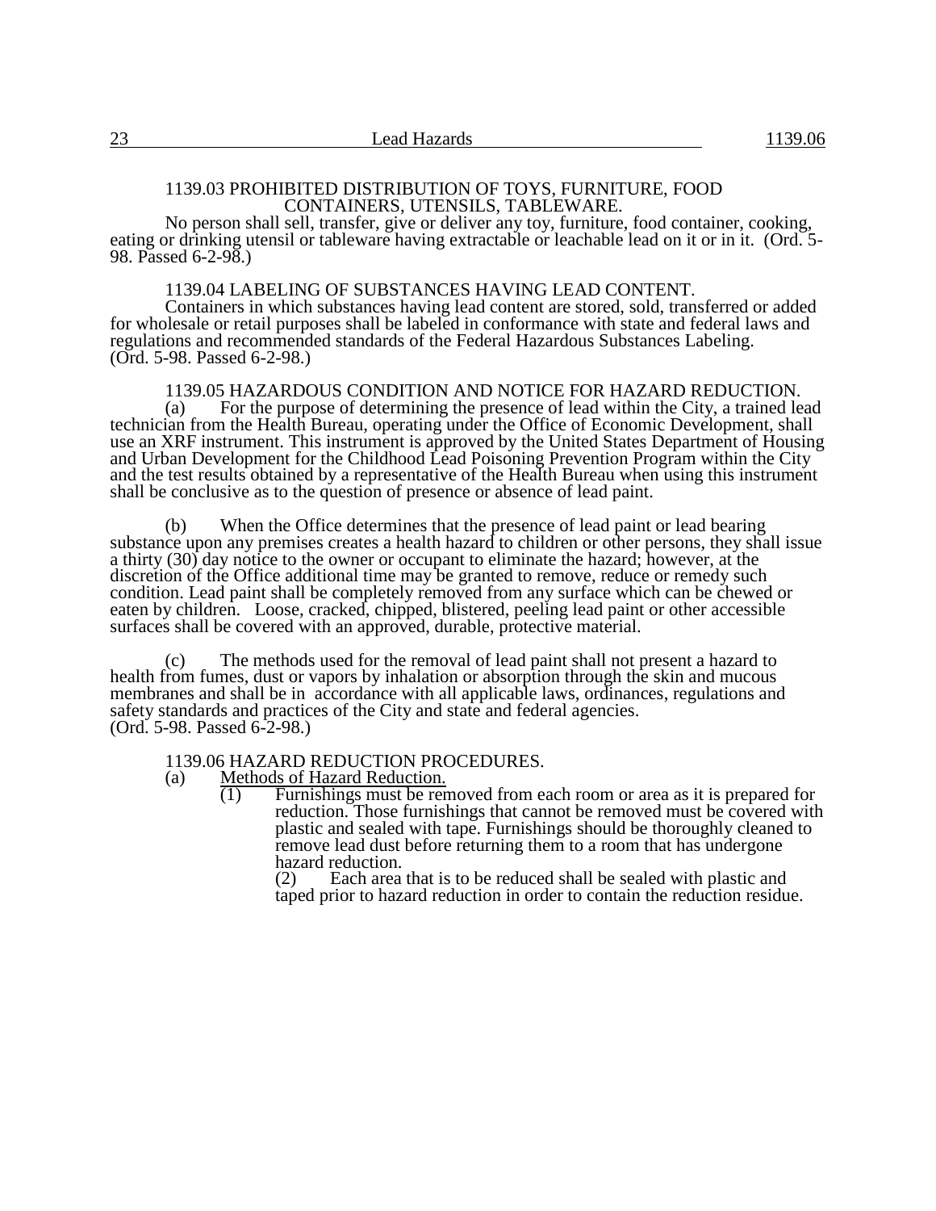### 1139.03 PROHIBITED DISTRIBUTION OF TOYS, FURNITURE, FOOD CONTAINERS, UTENSILS, TABLEWARE.

No person shall sell, transfer, give or deliver any toy, furniture, food container, cooking, eating or drinking utensil or tableware having extractable or leachable lead on it or in it. (Ord. 5-98. Passed 6-2-98.)

### 1139.04 LABELING OF SUBSTANCES HAVING LEAD CONTENT.

Containers in which substances having lead content are stored, sold, transferred or added for wholesale or retail purposes shall be labeled in conformance with state and federal laws and regulations and recommended standards of the Federal Hazardous Substances Labeling. (Ord. 5-98. Passed 6-2-98.)

### 1139.05 HAZARDOUS CONDITION AND NOTICE FOR HAZARD REDUCTION.

(a) For the purpose of determining the presence of lead within the City, a trained lead technician from the Health Bureau, operating under the Office of Economic Development, shall use an XRF instrument. This instrument is approved by the United States Department of Housing and Urban Development for the Childhood Lead Poisoning Prevention Program within the City and the test results obtained by a representative of the Health Bureau when using this instrument shall be conclusive as to the question of presence or absence of lead paint.

(b) When the Office determines that the presence of lead paint or lead bearing substance upon any premises creates a health hazard to children or other persons, they shall issue a thirty (30) day notice to the owner or occupant to eliminate the hazard; however, at the discretion of the Office additional time may be granted to remove, reduce or remedy such condition. Lead paint shall be completely removed from any surface which can be chewed or eaten by children. Loose, cracked, chipped, blistered, peeling lead paint or other accessible surfaces shall be covered with an approved, durable, protective material.

(c) The methods used for the removal of lead paint shall not present a hazard to health from fumes, dust or vapors by inhalation or absorption through the skin and mucous membranes and shall be in accordance with all applicable laws, ordinances, regulations and safety standards and practices of the City and state and federal agencies. (Ord. 5-98. Passed 6-2-98.)

### 1139.06 HAZARD REDUCTION PROCEDURES.

(a) Methods of Hazard Reduction.

(1) Furnishings must be removed from each room or area as it is prepared for reduction. Those furnishings that cannot be removed must be covered with plastic and sealed with tape. Furnishings should be thoroughly cleaned to remove lead dust before returning them to a room that has undergone hazard reduction.

(2) Each area that is to be reduced shall be sealed with plastic and taped prior to hazard reduction in order to contain the reduction residue.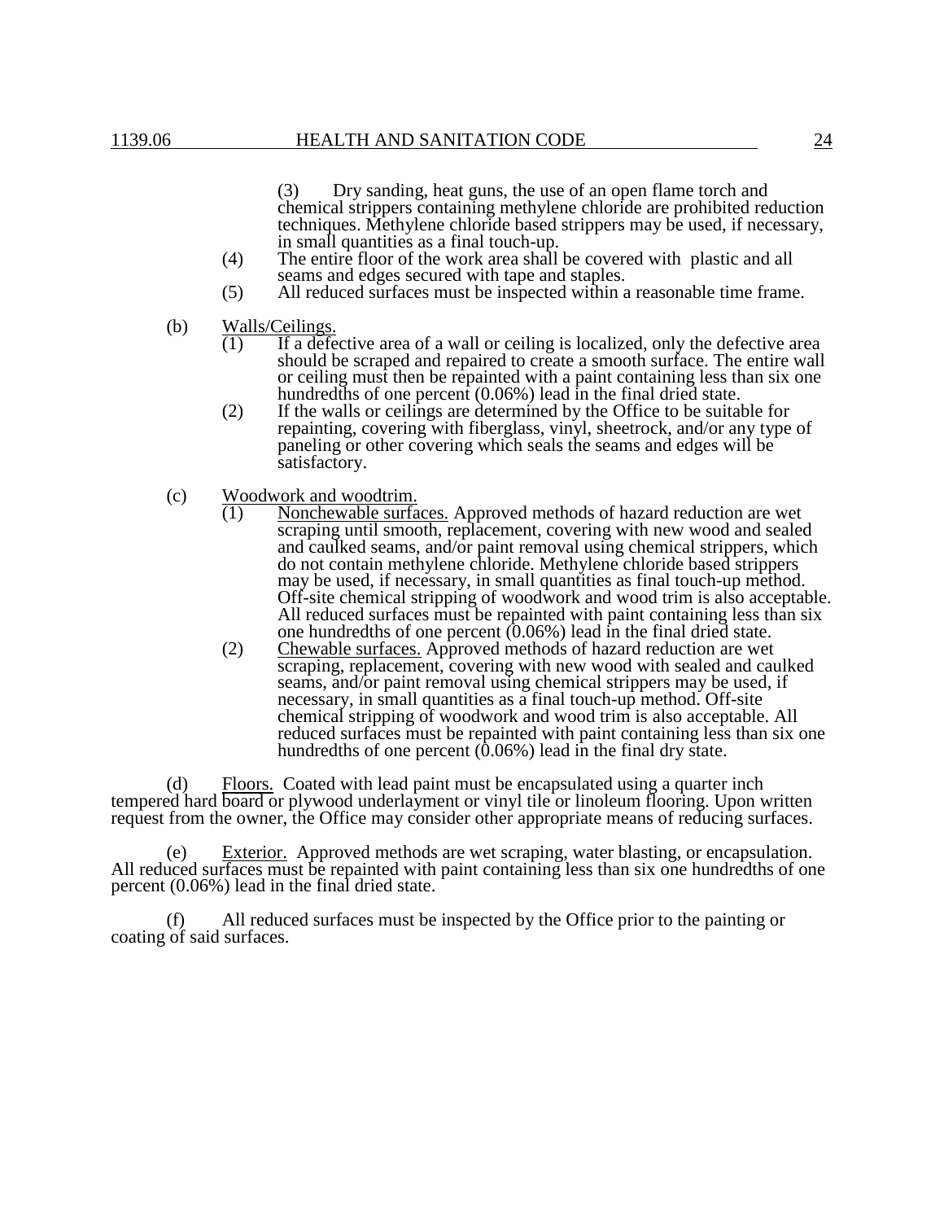(3) Dry sanding, heat guns, the use of an open flame torch and chemical strippers containing methylene chloride are prohibited reduction techniques. Methylene chloride based strippers may be used, if necessary, in small quantities as a final touch-up.

(4) The entire floor of the work area shall be covered with plastic and all seams and edges secured with tape and staples.

(5) All reduced surfaces must be inspected within a reasonable time frame.

(b) Walls/Ceilings.

(1) If a defective area of a wall or ceiling is localized, only the defective area should be scraped and repaired to create a smooth surface. The entire wall or ceiling must then be repainted with a paint containing less than six one hundredths of one percent (0.06%) lead in the final dried state.

(2) If the walls or ceilings are determined by the Office to be suitable for repainting, covering with fiberglass, vinyl, sheetrock, and/or any type of paneling or other covering which seals the seams and edges will be satisfactory.

(c) Woodwork and woodtrim.

(1) Nonchewable surfaces. Approved methods of hazard reduction are wet scraping until smooth, replacement, covering with new wood and sealed and caulked seams, and/or paint removal using chemical strippers, which do not contain methylene chloride. Methylene chloride based strippers may be used, if necessary, in small quantities as final touch-up method. Off-site chemical stripping of woodwork and wood trim is also acceptable. All reduced surfaces must be repainted with paint containing less than six one hundredths of one percent (0.06%) lead in the final dried state.

(2) Chewable surfaces. Approved methods of hazard reduction are wet scraping, replacement, covering with new wood with sealed and caulked seams, and/or paint removal using chemical strippers may be used, if necessary, in small quantities as a final touch-up method. Off-site chemical stripping of woodwork and wood trim is also acceptable. All reduced surfaces must be repainted with paint containing less than six one hundredths of one percent (0.06%) lead in the final dry state.

(d) Floors. Coated with lead paint must be encapsulated using a quarter inch tempered hard board or plywood underlayment or vinyl tile or linoleum flooring. Upon written request from the owner, the Office may consider other appropriate means of reducing surfaces.

(e) Exterior. Approved methods are wet scraping, water blasting, or encapsulation. All reduced surfaces must be repainted with paint containing less than six one hundredths of one percent (0.06%) lead in the final dried state.

(f) All reduced surfaces must be inspected by the Office prior to the painting or coating of said surfaces.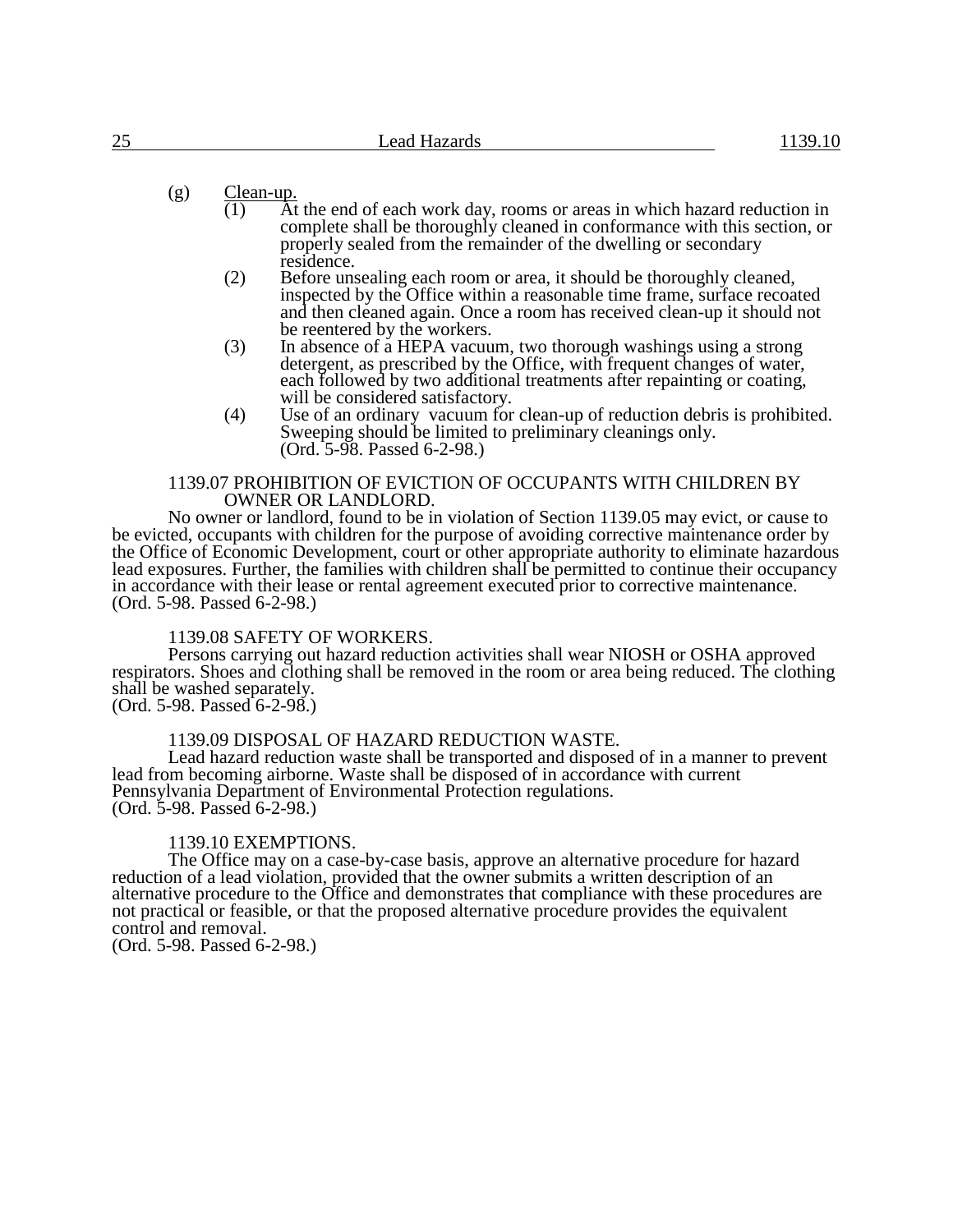(g) Clean-up.

(1) At the end of each work day, rooms or areas in which hazard reduction in complete shall be thoroughly cleaned in conformance with this section, or properly sealed from the remainder of the dwelling or secondary residence.

(2) Before unsealing each room or area, it should be thoroughly cleaned, inspected by the Office within a reasonable time frame, surface recoated and then cleaned again. Once a room has received clean-up it should not be reentered by the workers.

(3) In absence of a HEPA vacuum, two thorough washings using a strong detergent, as prescribed by the Office, with frequent changes of water, each followed by two additional treatments after repainting or coating, will be considered satisfactory.

(4) Use of an ordinary vacuum for clean-up of reduction debris is prohibited. Sweeping should be limited to preliminary cleanings only. (Ord. 5-98. Passed 6-2-98.)

1139.07 PROHIBITION OF EVICTION OF OCCUPANTS WITH CHILDREN BY OWNER OR LANDLORD.

No owner or landlord, found to be in violation of Section 1139.05 may evict, or cause to be evicted, occupants with children for the purpose of avoiding corrective maintenance order by the Office of Economic Development, court or other appropriate authority to eliminate hazardous lead exposures. Further, the families with children shall be permitted to continue their occupancy in accordance with their lease or rental agreement executed prior to corrective maintenance. (Ord. 5-98. Passed 6-2-98.)

1139.08 SAFETY OF WORKERS.

Persons carrying out hazard reduction activities shall wear NIOSH or OSHA approved respirators. Shoes and clothing shall be removed in the room or area being reduced. The clothing shall be washed separately.
(Ord. 5-98. Passed 6-2-98.)

1139.09 DISPOSAL OF HAZARD REDUCTION WASTE.

Lead hazard reduction waste shall be transported and disposed of in a manner to prevent lead from becoming airborne. Waste shall be disposed of in accordance with current Pennsylvania Department of Environmental Protection regulations.
(Ord. 5-98. Passed 6-2-98.)

1139.10 EXEMPTIONS.

The Office may on a case-by-case basis, approve an alternative procedure for hazard reduction of a lead violation, provided that the owner submits a written description of an alternative procedure to the Office and demonstrates that compliance with these procedures are not practical or feasible, or that the proposed alternative procedure provides the equivalent control and removal.
(Ord. 5-98. Passed 6-2-98.)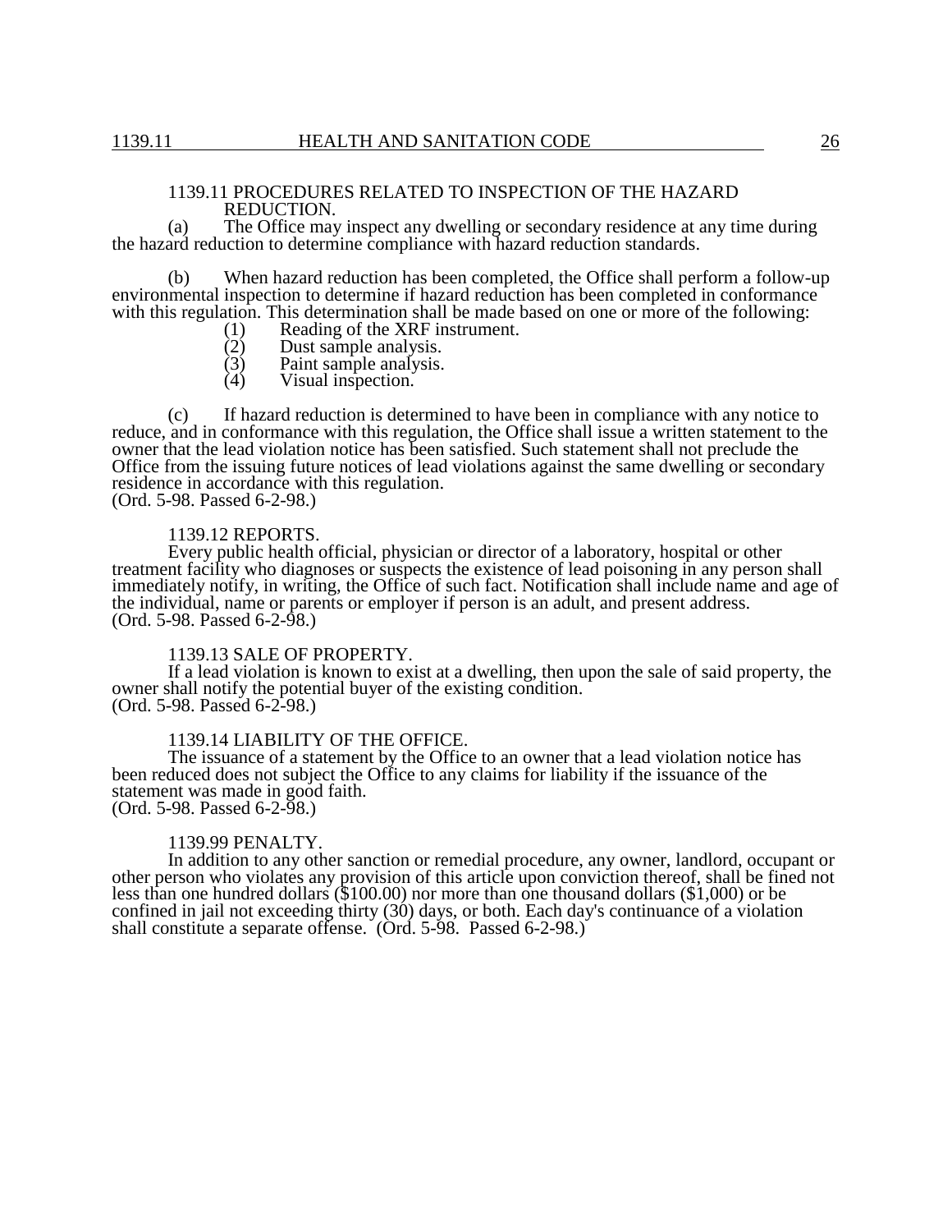### 1139.11 PROCEDURES RELATED TO INSPECTION OF THE HAZARD REDUCTION.

(a) The Office may inspect any dwelling or secondary residence at any time during the hazard reduction to determine compliance with hazard reduction standards.

(b) When hazard reduction has been completed, the Office shall perform a follow-up environmental inspection to determine if hazard reduction has been completed in conformance with this regulation. This determination shall be made based on one or more of the following:

(1) Reading of the XRF instrument.
(2) Dust sample analysis.
(3) Paint sample analysis.
(4) Visual inspection.

(c) If hazard reduction is determined to have been in compliance with any notice to reduce, and in conformance with this regulation, the Office shall issue a written statement to the owner that the lead violation notice has been satisfied. Such statement shall not preclude the Office from the issuing future notices of lead violations against the same dwelling or secondary residence in accordance with this regulation.
(Ord. 5-98. Passed 6-2-98.)

### 1139.12 REPORTS.

Every public health official, physician or director of a laboratory, hospital or other treatment facility who diagnoses or suspects the existence of lead poisoning in any person shall immediately notify, in writing, the Office of such fact. Notification shall include name and age of the individual, name or parents or employer if person is an adult, and present address.
(Ord. 5-98. Passed 6-2-98.)

### 1139.13 SALE OF PROPERTY.

If a lead violation is known to exist at a dwelling, then upon the sale of said property, the owner shall notify the potential buyer of the existing condition.
(Ord. 5-98. Passed 6-2-98.)

### 1139.14 LIABILITY OF THE OFFICE.

The issuance of a statement by the Office to an owner that a lead violation notice has been reduced does not subject the Office to any claims for liability if the issuance of the statement was made in good faith.
(Ord. 5-98. Passed 6-2-98.)

### 1139.99 PENALTY.

In addition to any other sanction or remedial procedure, any owner, landlord, occupant or other person who violates any provision of this article upon conviction thereof, shall be fined not less than one hundred dollars ($100.00) nor more than one thousand dollars ($1,000) or be confined in jail not exceeding thirty (30) days, or both. Each day's continuance of a violation shall constitute a separate offense. (Ord. 5-98. Passed 6-2-98.)